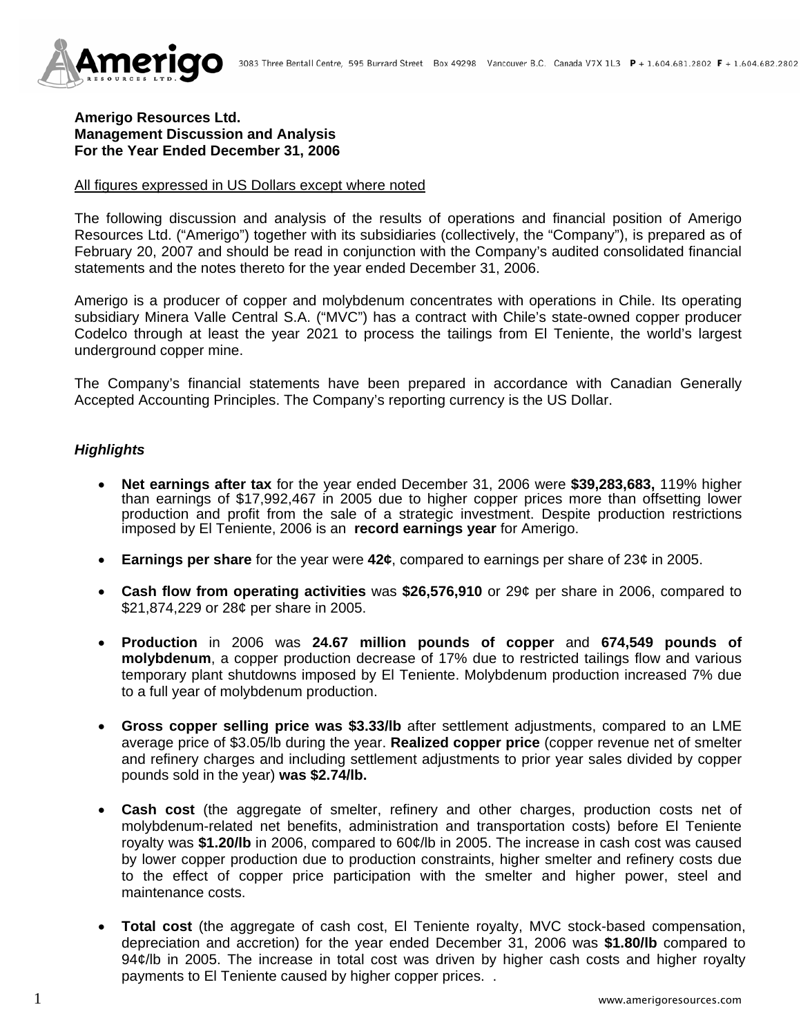**Amerigo Resources Ltd.**
**Management Discussion and Analysis**
**For the Year Ended December 31, 2006**

All figures expressed in US Dollars except where noted

The following discussion and analysis of the results of operations and financial position of Amerigo Resources Ltd. ("Amerigo") together with its subsidiaries (collectively, the "Company"), is prepared as of February 20, 2007 and should be read in conjunction with the Company's audited consolidated financial statements and the notes thereto for the year ended December 31, 2006.

Amerigo is a producer of copper and molybdenum concentrates with operations in Chile. Its operating subsidiary Minera Valle Central S.A. ("MVC") has a contract with Chile's state-owned copper producer Codelco through at least the year 2021 to process the tailings from El Teniente, the world's largest underground copper mine.

The Company's financial statements have been prepared in accordance with Canadian Generally Accepted Accounting Principles. The Company's reporting currency is the US Dollar.

## *Highlights*

- **Net earnings after tax** for the year ended December 31, 2006 were **$39,283,683,** 119% higher than earnings of $17,992,467 in 2005 due to higher copper prices more than offsetting lower production and profit from the sale of a strategic investment. Despite production restrictions imposed by El Teniente, 2006 is an **record earnings year** for Amerigo.

- **Earnings per share** for the year were **42¢**, compared to earnings per share of 23¢ in 2005.

- **Cash flow from operating activities** was **$26,576,910** or 29¢ per share in 2006, compared to $21,874,229 or 28¢ per share in 2005.

- **Production** in 2006 was **24.67 million pounds of copper** and **674,549 pounds of molybdenum**, a copper production decrease of 17% due to restricted tailings flow and various temporary plant shutdowns imposed by El Teniente. Molybdenum production increased 7% due to a full year of molybdenum production.

- **Gross copper selling price was $3.33/lb** after settlement adjustments, compared to an LME average price of $3.05/lb during the year. **Realized copper price** (copper revenue net of smelter and refinery charges and including settlement adjustments to prior year sales divided by copper pounds sold in the year) **was $2.74/lb.**

- **Cash cost** (the aggregate of smelter, refinery and other charges, production costs net of molybdenum-related net benefits, administration and transportation costs) before El Teniente royalty was **$1.20/lb** in 2006, compared to 60¢/lb in 2005. The increase in cash cost was caused by lower copper production due to production constraints, higher smelter and refinery costs due to the effect of copper price participation with the smelter and higher power, steel and maintenance costs.

- **Total cost** (the aggregate of cash cost, El Teniente royalty, MVC stock-based compensation, depreciation and accretion) for the year ended December 31, 2006 was **$1.80/lb** compared to 94¢/lb in 2005. The increase in total cost was driven by higher cash costs and higher royalty payments to El Teniente caused by higher copper prices. .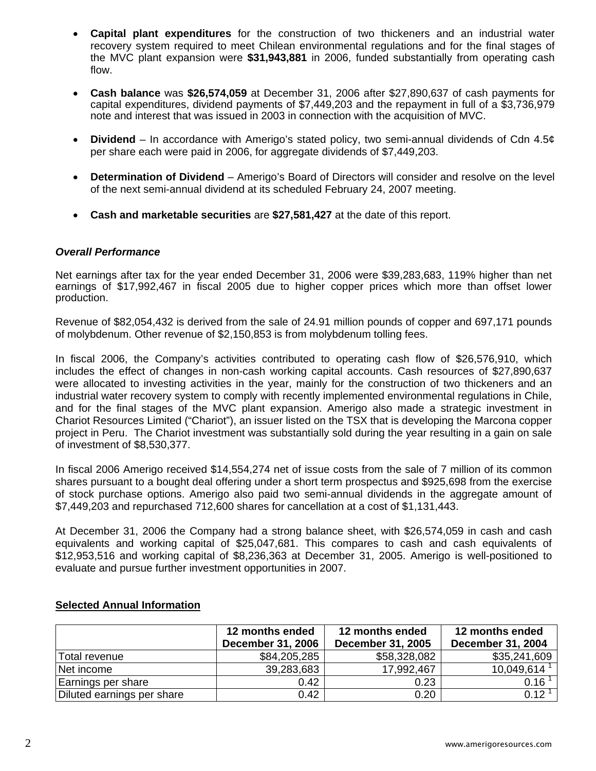- **Capital plant expenditures** for the construction of two thickeners and an industrial water recovery system required to meet Chilean environmental regulations and for the final stages of the MVC plant expansion were **$31,943,881** in 2006, funded substantially from operating cash flow.

- **Cash balance** was **$26,574,059** at December 31, 2006 after $27,890,637 of cash payments for capital expenditures, dividend payments of $7,449,203 and the repayment in full of a $3,736,979 note and interest that was issued in 2003 in connection with the acquisition of MVC.

- **Dividend** – In accordance with Amerigo's stated policy, two semi-annual dividends of Cdn 4.5¢ per share each were paid in 2006, for aggregate dividends of $7,449,203.

- **Determination of Dividend** – Amerigo's Board of Directors will consider and resolve on the level of the next semi-annual dividend at its scheduled February 24, 2007 meeting.

- **Cash and marketable securities** are **$27,581,427** at the date of this report.

### *Overall Performance*

Net earnings after tax for the year ended December 31, 2006 were $39,283,683, 119% higher than net earnings of $17,992,467 in fiscal 2005 due to higher copper prices which more than offset lower production.

Revenue of $82,054,432 is derived from the sale of 24.91 million pounds of copper and 697,171 pounds of molybdenum. Other revenue of $2,150,853 is from molybdenum tolling fees.

In fiscal 2006, the Company's activities contributed to operating cash flow of $26,576,910, which includes the effect of changes in non-cash working capital accounts. Cash resources of $27,890,637 were allocated to investing activities in the year, mainly for the construction of two thickeners and an industrial water recovery system to comply with recently implemented environmental regulations in Chile, and for the final stages of the MVC plant expansion. Amerigo also made a strategic investment in Chariot Resources Limited ("Chariot"), an issuer listed on the TSX that is developing the Marcona copper project in Peru. The Chariot investment was substantially sold during the year resulting in a gain on sale of investment of $8,530,377.

In fiscal 2006 Amerigo received $14,554,274 net of issue costs from the sale of 7 million of its common shares pursuant to a bought deal offering under a short term prospectus and $925,698 from the exercise of stock purchase options. Amerigo also paid two semi-annual dividends in the aggregate amount of $7,449,203 and repurchased 712,600 shares for cancellation at a cost of $1,131,443.

At December 31, 2006 the Company had a strong balance sheet, with $26,574,059 in cash and cash equivalents and working capital of $25,047,681. This compares to cash and cash equivalents of $12,953,516 and working capital of $8,236,363 at December 31, 2005. Amerigo is well-positioned to evaluate and pursue further investment opportunities in 2007.

### Selected Annual Information

| | 12 months ended December 31, 2006 | 12 months ended December 31, 2005 | 12 months ended December 31, 2004 |
|---|---|---|---|
| Total revenue | $84,205,285 | $58,328,082 | $35,241,609 |
| Net income | 39,283,683 | 17,992,467 | 10,049,614 [1] |
| Earnings per share | 0.42 | 0.23 | 0.16 [1] |
| Diluted earnings per share | 0.42 | 0.20 | 0.12 [1] |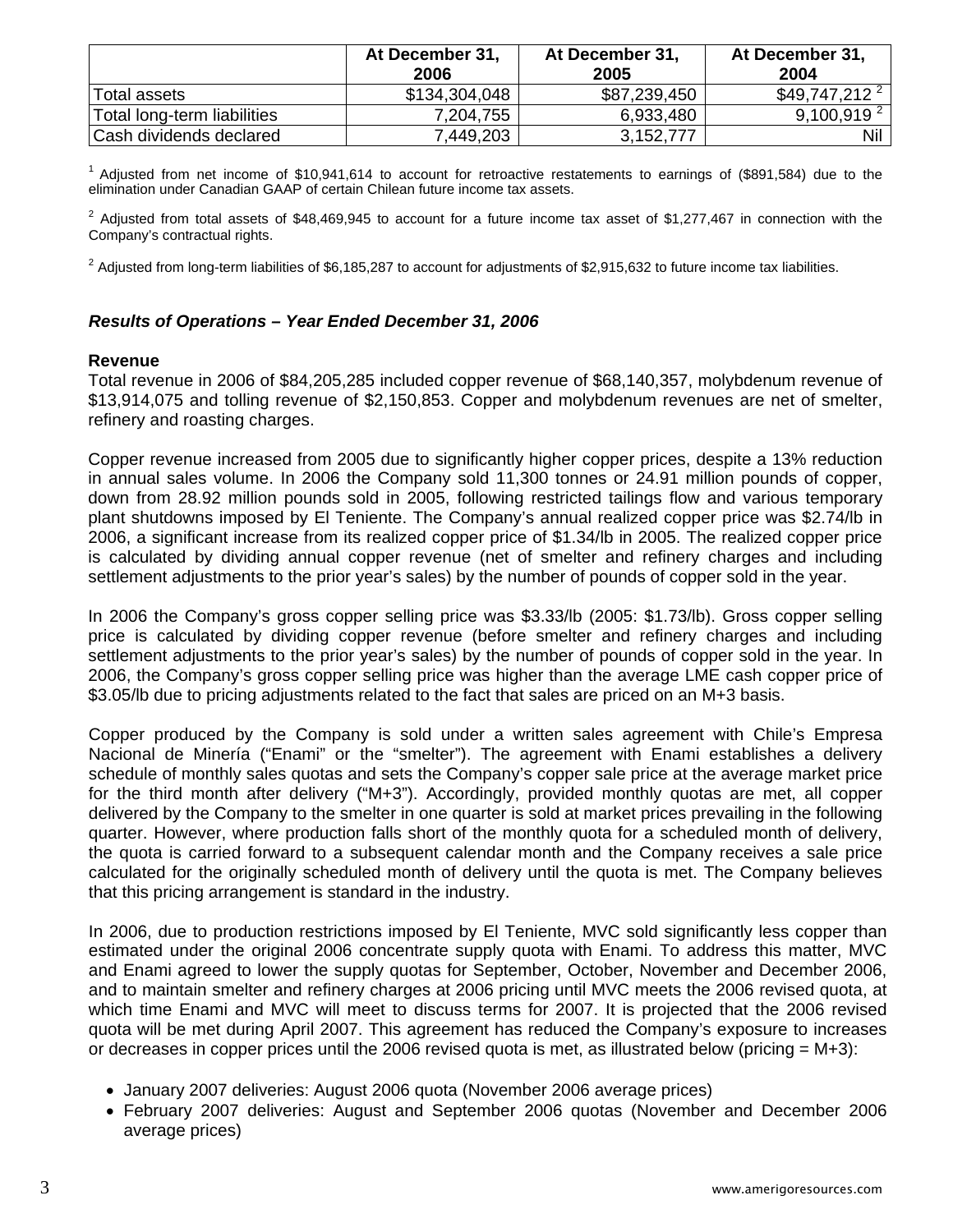| | At December 31, 2006 | At December 31, 2005 | At December 31, 2004 |
|---|---|---|---|
| Total assets | $134,304,048 | $87,239,450 | $49,747,212 [2] |
| Total long-term liabilities | 7,204,755 | 6,933,480 | 9,100,919 [2] |
| Cash dividends declared | 7,449,203 | 3,152,777 | Nil |

[1] Adjusted from net income of $10,941,614 to account for retroactive restatements to earnings of ($891,584) due to the elimination under Canadian GAAP of certain Chilean future income tax assets.

[2] Adjusted from total assets of $48,469,945 to account for a future income tax asset of $1,277,467 in connection with the Company's contractual rights.

[2] Adjusted from long-term liabilities of $6,185,287 to account for adjustments of $2,915,632 to future income tax liabilities.

### *Results of Operations – Year Ended December 31, 2006*

**Revenue**

Total revenue in 2006 of $84,205,285 included copper revenue of $68,140,357, molybdenum revenue of $13,914,075 and tolling revenue of $2,150,853. Copper and molybdenum revenues are net of smelter, refinery and roasting charges.

Copper revenue increased from 2005 due to significantly higher copper prices, despite a 13% reduction in annual sales volume. In 2006 the Company sold 11,300 tonnes or 24.91 million pounds of copper, down from 28.92 million pounds sold in 2005, following restricted tailings flow and various temporary plant shutdowns imposed by El Teniente. The Company's annual realized copper price was $2.74/lb in 2006, a significant increase from its realized copper price of $1.34/lb in 2005. The realized copper price is calculated by dividing annual copper revenue (net of smelter and refinery charges and including settlement adjustments to the prior year's sales) by the number of pounds of copper sold in the year.

In 2006 the Company's gross copper selling price was $3.33/lb (2005: $1.73/lb). Gross copper selling price is calculated by dividing copper revenue (before smelter and refinery charges and including settlement adjustments to the prior year's sales) by the number of pounds of copper sold in the year. In 2006, the Company's gross copper selling price was higher than the average LME cash copper price of $3.05/lb due to pricing adjustments related to the fact that sales are priced on an M+3 basis.

Copper produced by the Company is sold under a written sales agreement with Chile's Empresa Nacional de Minería ("Enami" or the "smelter"). The agreement with Enami establishes a delivery schedule of monthly sales quotas and sets the Company's copper sale price at the average market price for the third month after delivery ("M+3"). Accordingly, provided monthly quotas are met, all copper delivered by the Company to the smelter in one quarter is sold at market prices prevailing in the following quarter. However, where production falls short of the monthly quota for a scheduled month of delivery, the quota is carried forward to a subsequent calendar month and the Company receives a sale price calculated for the originally scheduled month of delivery until the quota is met. The Company believes that this pricing arrangement is standard in the industry.

In 2006, due to production restrictions imposed by El Teniente, MVC sold significantly less copper than estimated under the original 2006 concentrate supply quota with Enami. To address this matter, MVC and Enami agreed to lower the supply quotas for September, October, November and December 2006, and to maintain smelter and refinery charges at 2006 pricing until MVC meets the 2006 revised quota, at which time Enami and MVC will meet to discuss terms for 2007. It is projected that the 2006 revised quota will be met during April 2007. This agreement has reduced the Company's exposure to increases or decreases in copper prices until the 2006 revised quota is met, as illustrated below (pricing = M+3):

- January 2007 deliveries: August 2006 quota (November 2006 average prices)
- February 2007 deliveries: August and September 2006 quotas (November and December 2006 average prices)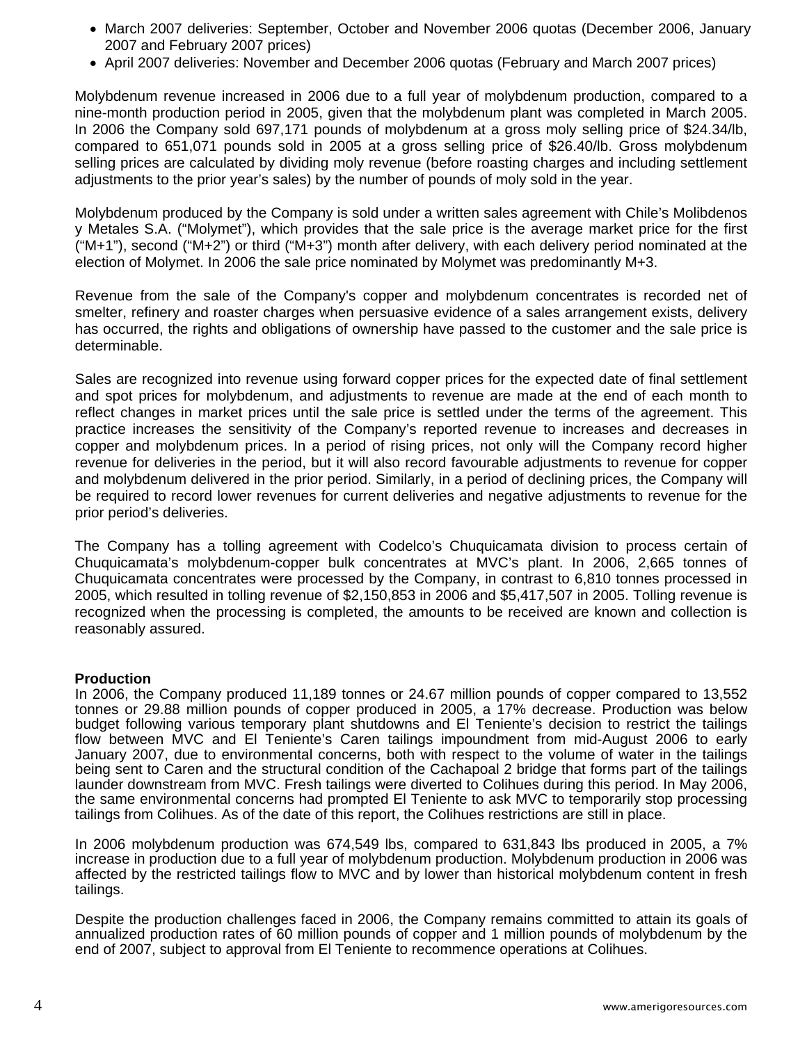- March 2007 deliveries: September, October and November 2006 quotas (December 2006, January 2007 and February 2007 prices)
- April 2007 deliveries: November and December 2006 quotas (February and March 2007 prices)

Molybdenum revenue increased in 2006 due to a full year of molybdenum production, compared to a nine-month production period in 2005, given that the molybdenum plant was completed in March 2005. In 2006 the Company sold 697,171 pounds of molybdenum at a gross moly selling price of $24.34/lb, compared to 651,071 pounds sold in 2005 at a gross selling price of $26.40/lb. Gross molybdenum selling prices are calculated by dividing moly revenue (before roasting charges and including settlement adjustments to the prior year's sales) by the number of pounds of moly sold in the year.

Molybdenum produced by the Company is sold under a written sales agreement with Chile's Molibdenos y Metales S.A. ("Molymet"), which provides that the sale price is the average market price for the first ("M+1"), second ("M+2") or third ("M+3") month after delivery, with each delivery period nominated at the election of Molymet. In 2006 the sale price nominated by Molymet was predominantly M+3.

Revenue from the sale of the Company's copper and molybdenum concentrates is recorded net of smelter, refinery and roaster charges when persuasive evidence of a sales arrangement exists, delivery has occurred, the rights and obligations of ownership have passed to the customer and the sale price is determinable.

Sales are recognized into revenue using forward copper prices for the expected date of final settlement and spot prices for molybdenum, and adjustments to revenue are made at the end of each month to reflect changes in market prices until the sale price is settled under the terms of the agreement. This practice increases the sensitivity of the Company's reported revenue to increases and decreases in copper and molybdenum prices. In a period of rising prices, not only will the Company record higher revenue for deliveries in the period, but it will also record favourable adjustments to revenue for copper and molybdenum delivered in the prior period. Similarly, in a period of declining prices, the Company will be required to record lower revenues for current deliveries and negative adjustments to revenue for the prior period's deliveries.

The Company has a tolling agreement with Codelco's Chuquicamata division to process certain of Chuquicamata's molybdenum-copper bulk concentrates at MVC's plant. In 2006, 2,665 tonnes of Chuquicamata concentrates were processed by the Company, in contrast to 6,810 tonnes processed in 2005, which resulted in tolling revenue of $2,150,853 in 2006 and $5,417,507 in 2005. Tolling revenue is recognized when the processing is completed, the amounts to be received are known and collection is reasonably assured.

**Production**

In 2006, the Company produced 11,189 tonnes or 24.67 million pounds of copper compared to 13,552 tonnes or 29.88 million pounds of copper produced in 2005, a 17% decrease. Production was below budget following various temporary plant shutdowns and El Teniente's decision to restrict the tailings flow between MVC and El Teniente's Caren tailings impoundment from mid-August 2006 to early January 2007, due to environmental concerns, both with respect to the volume of water in the tailings being sent to Caren and the structural condition of the Cachapoal 2 bridge that forms part of the tailings launder downstream from MVC. Fresh tailings were diverted to Colihues during this period. In May 2006, the same environmental concerns had prompted El Teniente to ask MVC to temporarily stop processing tailings from Colihues. As of the date of this report, the Colihues restrictions are still in place.

In 2006 molybdenum production was 674,549 lbs, compared to 631,843 lbs produced in 2005, a 7% increase in production due to a full year of molybdenum production. Molybdenum production in 2006 was affected by the restricted tailings flow to MVC and by lower than historical molybdenum content in fresh tailings.

Despite the production challenges faced in 2006, the Company remains committed to attain its goals of annualized production rates of 60 million pounds of copper and 1 million pounds of molybdenum by the end of 2007, subject to approval from El Teniente to recommence operations at Colihues.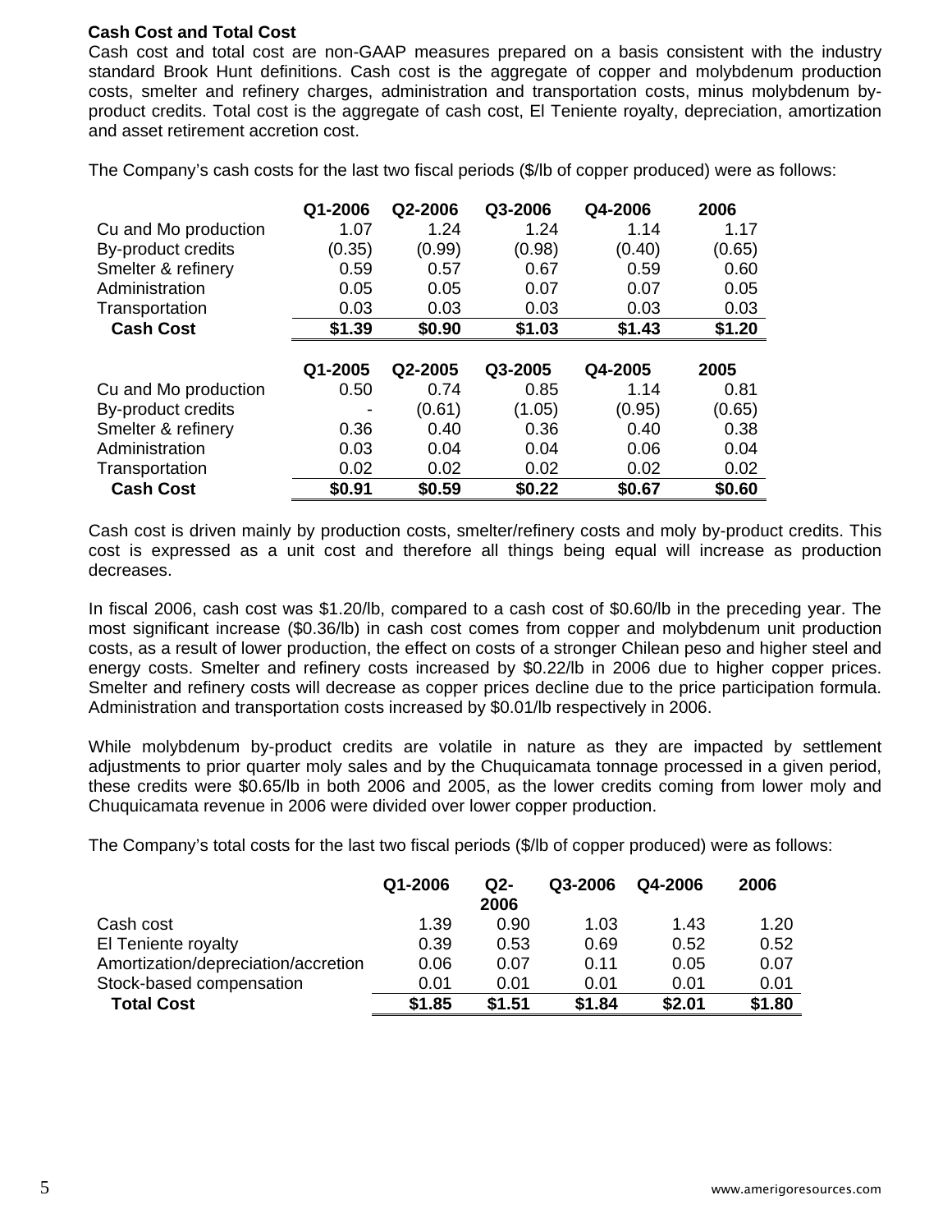### Cash Cost and Total Cost

Cash cost and total cost are non-GAAP measures prepared on a basis consistent with the industry standard Brook Hunt definitions. Cash cost is the aggregate of copper and molybdenum production costs, smelter and refinery charges, administration and transportation costs, minus molybdenum by-product credits. Total cost is the aggregate of cash cost, El Teniente royalty, depreciation, amortization and asset retirement accretion cost.

The Company's cash costs for the last two fiscal periods ($/lb of copper produced) were as follows:

| | Q1-2006 | Q2-2006 | Q3-2006 | Q4-2006 | 2006 |
|---|---|---|---|---|---|
| Cu and Mo production | 1.07 | 1.24 | 1.24 | 1.14 | 1.17 |
| By-product credits | (0.35) | (0.99) | (0.98) | (0.40) | (0.65) |
| Smelter & refinery | 0.59 | 0.57 | 0.67 | 0.59 | 0.60 |
| Administration | 0.05 | 0.05 | 0.07 | 0.07 | 0.05 |
| Transportation | 0.03 | 0.03 | 0.03 | 0.03 | 0.03 |
| **Cash Cost** | **$1.39** | **$0.90** | **$1.03** | **$1.43** | **$1.20** |

| | Q1-2005 | Q2-2005 | Q3-2005 | Q4-2005 | 2005 |
|---|---|---|---|---|---|
| Cu and Mo production | 0.50 | 0.74 | 0.85 | 1.14 | 0.81 |
| By-product credits | - | (0.61) | (1.05) | (0.95) | (0.65) |
| Smelter & refinery | 0.36 | 0.40 | 0.36 | 0.40 | 0.38 |
| Administration | 0.03 | 0.04 | 0.04 | 0.06 | 0.04 |
| Transportation | 0.02 | 0.02 | 0.02 | 0.02 | 0.02 |
| **Cash Cost** | **$0.91** | **$0.59** | **$0.22** | **$0.67** | **$0.60** |

Cash cost is driven mainly by production costs, smelter/refinery costs and moly by-product credits. This cost is expressed as a unit cost and therefore all things being equal will increase as production decreases.

In fiscal 2006, cash cost was $1.20/lb, compared to a cash cost of $0.60/lb in the preceding year. The most significant increase ($0.36/lb) in cash cost comes from copper and molybdenum unit production costs, as a result of lower production, the effect on costs of a stronger Chilean peso and higher steel and energy costs. Smelter and refinery costs increased by $0.22/lb in 2006 due to higher copper prices. Smelter and refinery costs will decrease as copper prices decline due to the price participation formula. Administration and transportation costs increased by $0.01/lb respectively in 2006.

While molybdenum by-product credits are volatile in nature as they are impacted by settlement adjustments to prior quarter moly sales and by the Chuquicamata tonnage processed in a given period, these credits were $0.65/lb in both 2006 and 2005, as the lower credits coming from lower moly and Chuquicamata revenue in 2006 were divided over lower copper production.

The Company's total costs for the last two fiscal periods ($/lb of copper produced) were as follows:

| | Q1-2006 | Q2-2006 | Q3-2006 | Q4-2006 | 2006 |
|---|---|---|---|---|---|
| Cash cost | 1.39 | 0.90 | 1.03 | 1.43 | 1.20 |
| El Teniente royalty | 0.39 | 0.53 | 0.69 | 0.52 | 0.52 |
| Amortization/depreciation/accretion | 0.06 | 0.07 | 0.11 | 0.05 | 0.07 |
| Stock-based compensation | 0.01 | 0.01 | 0.01 | 0.01 | 0.01 |
| **Total Cost** | **$1.85** | **$1.51** | **$1.84** | **$2.01** | **$1.80** |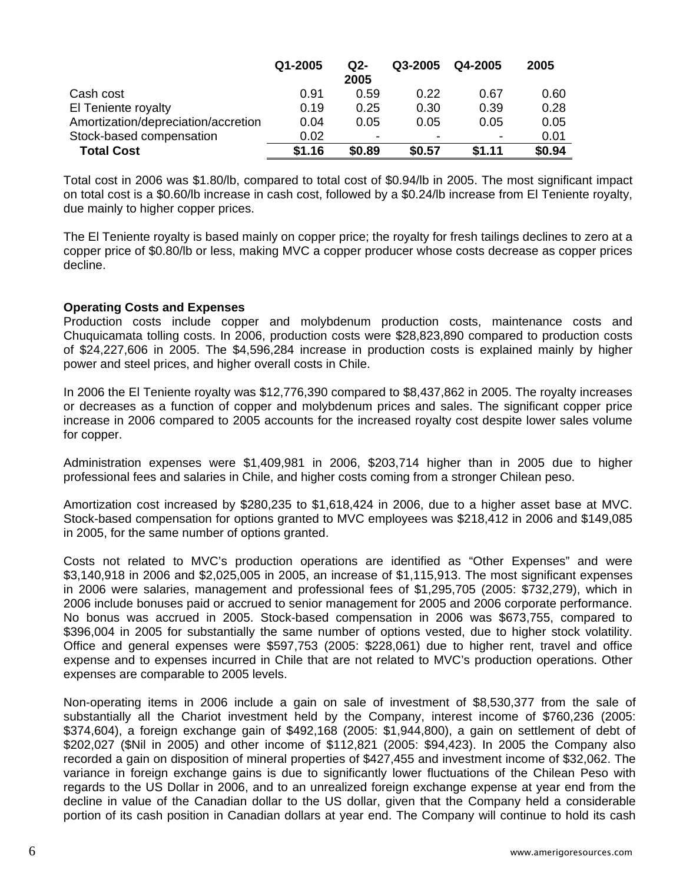| | Q1-2005 | Q2-2005 | Q3-2005 | Q4-2005 | 2005 |
|---|---|---|---|---|---|
| Cash cost | 0.91 | 0.59 | 0.22 | 0.67 | 0.60 |
| El Teniente royalty | 0.19 | 0.25 | 0.30 | 0.39 | 0.28 |
| Amortization/depreciation/accretion | 0.04 | 0.05 | 0.05 | 0.05 | 0.05 |
| Stock-based compensation | 0.02 | - | - | - | 0.01 |
| **Total Cost** | **$1.16** | **$0.89** | **$0.57** | **$1.11** | **$0.94** |

Total cost in 2006 was $1.80/lb, compared to total cost of $0.94/lb in 2005. The most significant impact on total cost is a $0.60/lb increase in cash cost, followed by a $0.24/lb increase from El Teniente royalty, due mainly to higher copper prices.

The El Teniente royalty is based mainly on copper price; the royalty for fresh tailings declines to zero at a copper price of $0.80/lb or less, making MVC a copper producer whose costs decrease as copper prices decline.

**Operating Costs and Expenses**

Production costs include copper and molybdenum production costs, maintenance costs and Chuquicamata tolling costs. In 2006, production costs were $28,823,890 compared to production costs of $24,227,606 in 2005. The $4,596,284 increase in production costs is explained mainly by higher power and steel prices, and higher overall costs in Chile.

In 2006 the El Teniente royalty was $12,776,390 compared to $8,437,862 in 2005. The royalty increases or decreases as a function of copper and molybdenum prices and sales. The significant copper price increase in 2006 compared to 2005 accounts for the increased royalty cost despite lower sales volume for copper.

Administration expenses were $1,409,981 in 2006, $203,714 higher than in 2005 due to higher professional fees and salaries in Chile, and higher costs coming from a stronger Chilean peso.

Amortization cost increased by $280,235 to $1,618,424 in 2006, due to a higher asset base at MVC. Stock-based compensation for options granted to MVC employees was $218,412 in 2006 and $149,085 in 2005, for the same number of options granted.

Costs not related to MVC's production operations are identified as "Other Expenses" and were $3,140,918 in 2006 and $2,025,005 in 2005, an increase of $1,115,913. The most significant expenses in 2006 were salaries, management and professional fees of $1,295,705 (2005: $732,279), which in 2006 include bonuses paid or accrued to senior management for 2005 and 2006 corporate performance. No bonus was accrued in 2005. Stock-based compensation in 2006 was $673,755, compared to $396,004 in 2005 for substantially the same number of options vested, due to higher stock volatility. Office and general expenses were $597,753 (2005: $228,061) due to higher rent, travel and office expense and to expenses incurred in Chile that are not related to MVC's production operations. Other expenses are comparable to 2005 levels.

Non-operating items in 2006 include a gain on sale of investment of $8,530,377 from the sale of substantially all the Chariot investment held by the Company, interest income of $760,236 (2005: $374,604), a foreign exchange gain of $492,168 (2005: $1,944,800), a gain on settlement of debt of $202,027 ($Nil in 2005) and other income of $112,821 (2005: $94,423). In 2005 the Company also recorded a gain on disposition of mineral properties of $427,455 and investment income of $32,062. The variance in foreign exchange gains is due to significantly lower fluctuations of the Chilean Peso with regards to the US Dollar in 2006, and to an unrealized foreign exchange expense at year end from the decline in value of the Canadian dollar to the US dollar, given that the Company held a considerable portion of its cash position in Canadian dollars at year end. The Company will continue to hold its cash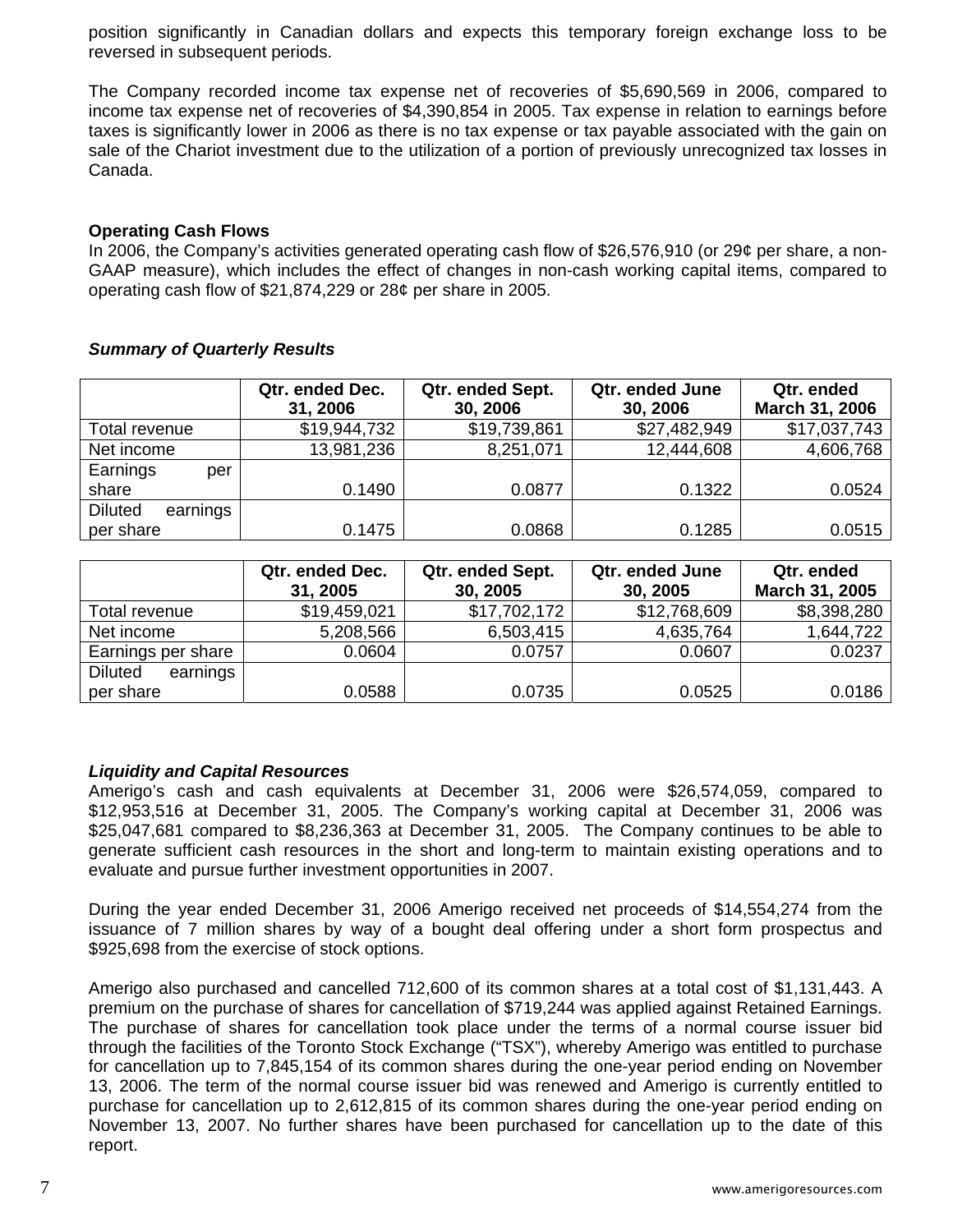position significantly in Canadian dollars and expects this temporary foreign exchange loss to be reversed in subsequent periods.

The Company recorded income tax expense net of recoveries of $5,690,569 in 2006, compared to income tax expense net of recoveries of $4,390,854 in 2005. Tax expense in relation to earnings before taxes is significantly lower in 2006 as there is no tax expense or tax payable associated with the gain on sale of the Chariot investment due to the utilization of a portion of previously unrecognized tax losses in Canada.

**Operating Cash Flows**

In 2006, the Company's activities generated operating cash flow of $26,576,910 (or 29¢ per share, a non-GAAP measure), which includes the effect of changes in non-cash working capital items, compared to operating cash flow of $21,874,229 or 28¢ per share in 2005.

***Summary of Quarterly Results***

| | Qtr. ended Dec. 31, 2006 | Qtr. ended Sept. 30, 2006 | Qtr. ended June 30, 2006 | Qtr. ended March 31, 2006 |
|---|---|---|---|---|
| Total revenue | $19,944,732 | $19,739,861 | $27,482,949 | $17,037,743 |
| Net income | 13,981,236 | 8,251,071 | 12,444,608 | 4,606,768 |
| Earnings per share | 0.1490 | 0.0877 | 0.1322 | 0.0524 |
| Diluted earnings per share | 0.1475 | 0.0868 | 0.1285 | 0.0515 |

| | Qtr. ended Dec. 31, 2005 | Qtr. ended Sept. 30, 2005 | Qtr. ended June 30, 2005 | Qtr. ended March 31, 2005 |
|---|---|---|---|---|
| Total revenue | $19,459,021 | $17,702,172 | $12,768,609 | $8,398,280 |
| Net income | 5,208,566 | 6,503,415 | 4,635,764 | 1,644,722 |
| Earnings per share | 0.0604 | 0.0757 | 0.0607 | 0.0237 |
| Diluted earnings per share | 0.0588 | 0.0735 | 0.0525 | 0.0186 |

***Liquidity and Capital Resources***

Amerigo's cash and cash equivalents at December 31, 2006 were $26,574,059, compared to $12,953,516 at December 31, 2005. The Company's working capital at December 31, 2006 was $25,047,681 compared to $8,236,363 at December 31, 2005. The Company continues to be able to generate sufficient cash resources in the short and long-term to maintain existing operations and to evaluate and pursue further investment opportunities in 2007.

During the year ended December 31, 2006 Amerigo received net proceeds of $14,554,274 from the issuance of 7 million shares by way of a bought deal offering under a short form prospectus and $925,698 from the exercise of stock options.

Amerigo also purchased and cancelled 712,600 of its common shares at a total cost of $1,131,443. A premium on the purchase of shares for cancellation of $719,244 was applied against Retained Earnings. The purchase of shares for cancellation took place under the terms of a normal course issuer bid through the facilities of the Toronto Stock Exchange ("TSX"), whereby Amerigo was entitled to purchase for cancellation up to 7,845,154 of its common shares during the one-year period ending on November 13, 2006. The term of the normal course issuer bid was renewed and Amerigo is currently entitled to purchase for cancellation up to 2,612,815 of its common shares during the one-year period ending on November 13, 2007. No further shares have been purchased for cancellation up to the date of this report.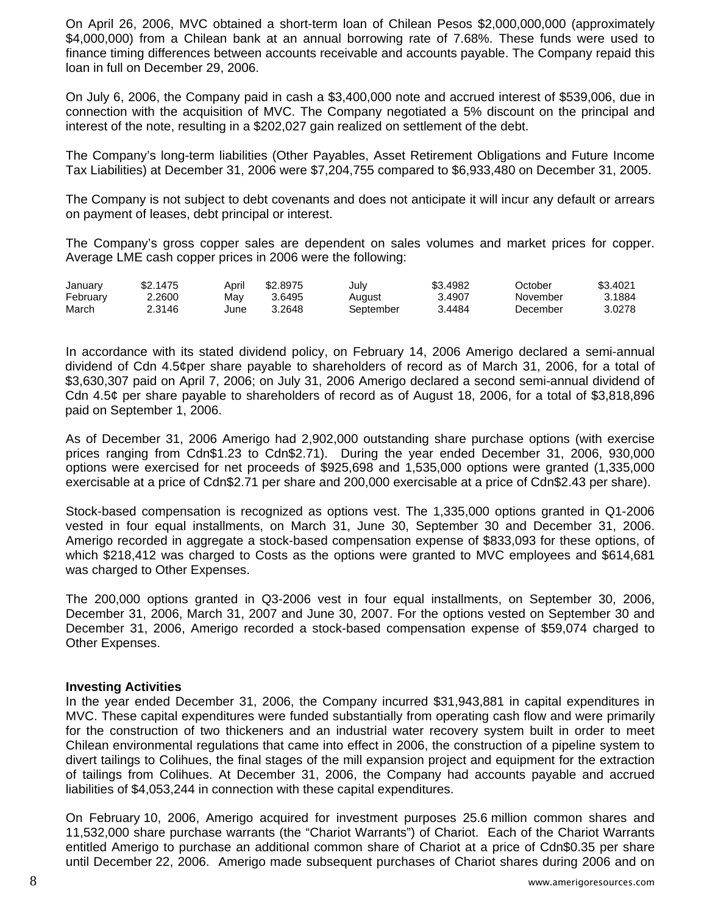On April 26, 2006, MVC obtained a short-term loan of Chilean Pesos $2,000,000,000 (approximately $4,000,000) from a Chilean bank at an annual borrowing rate of 7.68%. These funds were used to finance timing differences between accounts receivable and accounts payable. The Company repaid this loan in full on December 29, 2006.

On July 6, 2006, the Company paid in cash a $3,400,000 note and accrued interest of $539,006, due in connection with the acquisition of MVC. The Company negotiated a 5% discount on the principal and interest of the note, resulting in a $202,027 gain realized on settlement of the debt.

The Company's long-term liabilities (Other Payables, Asset Retirement Obligations and Future Income Tax Liabilities) at December 31, 2006 were $7,204,755 compared to $6,933,480 on December 31, 2005.

The Company is not subject to debt covenants and does not anticipate it will incur any default or arrears on payment of leases, debt principal or interest.

The Company's gross copper sales are dependent on sales volumes and market prices for copper. Average LME cash copper prices in 2006 were the following:

| | | | | | | | |
|---|---|---|---|---|---|---|---|
| January | $2.1475 | April | $2.8975 | July | $3.4982 | October | $3.4021 |
| February | 2.2600 | May | 3.6495 | August | 3.4907 | November | 3.1884 |
| March | 2.3146 | June | 3.2648 | September | 3.4484 | December | 3.0278 |

In accordance with its stated dividend policy, on February 14, 2006 Amerigo declared a semi-annual dividend of Cdn 4.5¢per share payable to shareholders of record as of March 31, 2006, for a total of $3,630,307 paid on April 7, 2006; on July 31, 2006 Amerigo declared a second semi-annual dividend of Cdn 4.5¢ per share payable to shareholders of record as of August 18, 2006, for a total of $3,818,896 paid on September 1, 2006.

As of December 31, 2006 Amerigo had 2,902,000 outstanding share purchase options (with exercise prices ranging from Cdn$1.23 to Cdn$2.71). During the year ended December 31, 2006, 930,000 options were exercised for net proceeds of $925,698 and 1,535,000 options were granted (1,335,000 exercisable at a price of Cdn$2.71 per share and 200,000 exercisable at a price of Cdn$2.43 per share).

Stock-based compensation is recognized as options vest. The 1,335,000 options granted in Q1-2006 vested in four equal installments, on March 31, June 30, September 30 and December 31, 2006. Amerigo recorded in aggregate a stock-based compensation expense of $833,093 for these options, of which $218,412 was charged to Costs as the options were granted to MVC employees and $614,681 was charged to Other Expenses.

The 200,000 options granted in Q3-2006 vest in four equal installments, on September 30, 2006, December 31, 2006, March 31, 2007 and June 30, 2007. For the options vested on September 30 and December 31, 2006, Amerigo recorded a stock-based compensation expense of $59,074 charged to Other Expenses.

**Investing Activities**

In the year ended December 31, 2006, the Company incurred $31,943,881 in capital expenditures in MVC. These capital expenditures were funded substantially from operating cash flow and were primarily for the construction of two thickeners and an industrial water recovery system built in order to meet Chilean environmental regulations that came into effect in 2006, the construction of a pipeline system to divert tailings to Colihues, the final stages of the mill expansion project and equipment for the extraction of tailings from Colihues. At December 31, 2006, the Company had accounts payable and accrued liabilities of $4,053,244 in connection with these capital expenditures.

On February 10, 2006, Amerigo acquired for investment purposes 25.6 million common shares and 11,532,000 share purchase warrants (the "Chariot Warrants") of Chariot. Each of the Chariot Warrants entitled Amerigo to purchase an additional common share of Chariot at a price of Cdn$0.35 per share until December 22, 2006. Amerigo made subsequent purchases of Chariot shares during 2006 and on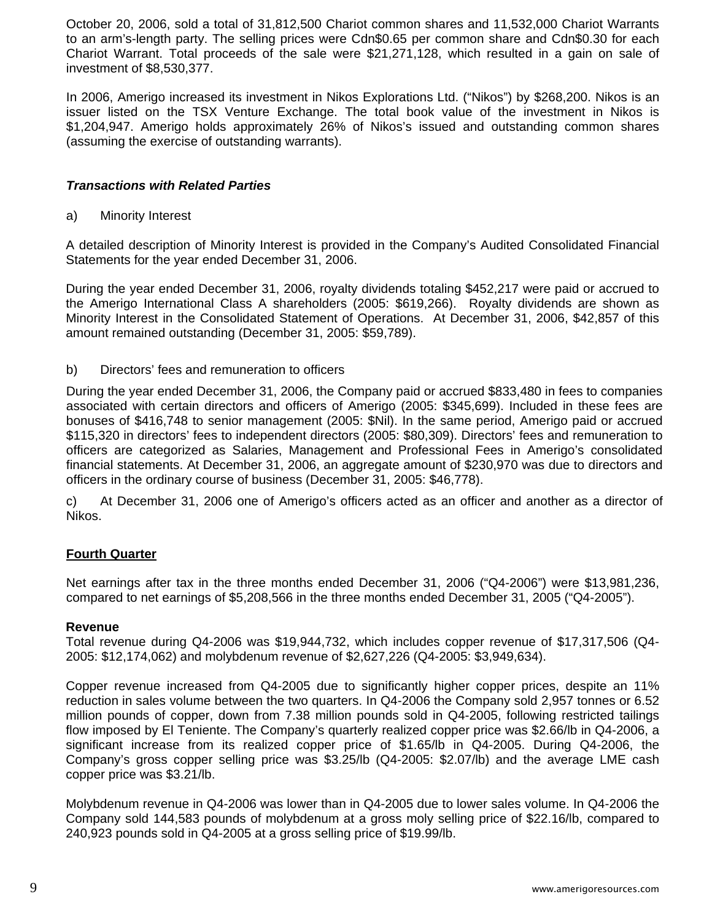October 20, 2006, sold a total of 31,812,500 Chariot common shares and 11,532,000 Chariot Warrants to an arm's-length party. The selling prices were Cdn$0.65 per common share and Cdn$0.30 for each Chariot Warrant. Total proceeds of the sale were $21,271,128, which resulted in a gain on sale of investment of $8,530,377.

In 2006, Amerigo increased its investment in Nikos Explorations Ltd. ("Nikos") by $268,200. Nikos is an issuer listed on the TSX Venture Exchange. The total book value of the investment in Nikos is $1,204,947. Amerigo holds approximately 26% of Nikos's issued and outstanding common shares (assuming the exercise of outstanding warrants).

***Transactions with Related Parties***

a) Minority Interest

A detailed description of Minority Interest is provided in the Company's Audited Consolidated Financial Statements for the year ended December 31, 2006.

During the year ended December 31, 2006, royalty dividends totaling $452,217 were paid or accrued to the Amerigo International Class A shareholders (2005: $619,266). Royalty dividends are shown as Minority Interest in the Consolidated Statement of Operations. At December 31, 2006, $42,857 of this amount remained outstanding (December 31, 2005: $59,789).

b) Directors' fees and remuneration to officers

During the year ended December 31, 2006, the Company paid or accrued $833,480 in fees to companies associated with certain directors and officers of Amerigo (2005: $345,699). Included in these fees are bonuses of $416,748 to senior management (2005: $Nil). In the same period, Amerigo paid or accrued $115,320 in directors' fees to independent directors (2005: $80,309). Directors' fees and remuneration to officers are categorized as Salaries, Management and Professional Fees in Amerigo's consolidated financial statements. At December 31, 2006, an aggregate amount of $230,970 was due to directors and officers in the ordinary course of business (December 31, 2005: $46,778).

c) At December 31, 2006 one of Amerigo's officers acted as an officer and another as a director of Nikos.

## Fourth Quarter

Net earnings after tax in the three months ended December 31, 2006 ("Q4-2006") were $13,981,236, compared to net earnings of $5,208,566 in the three months ended December 31, 2005 ("Q4-2005").

**Revenue**

Total revenue during Q4-2006 was $19,944,732, which includes copper revenue of $17,317,506 (Q4-2005: $12,174,062) and molybdenum revenue of $2,627,226 (Q4-2005: $3,949,634).

Copper revenue increased from Q4-2005 due to significantly higher copper prices, despite an 11% reduction in sales volume between the two quarters. In Q4-2006 the Company sold 2,957 tonnes or 6.52 million pounds of copper, down from 7.38 million pounds sold in Q4-2005, following restricted tailings flow imposed by El Teniente. The Company's quarterly realized copper price was $2.66/lb in Q4-2006, a significant increase from its realized copper price of $1.65/lb in Q4-2005. During Q4-2006, the Company's gross copper selling price was $3.25/lb (Q4-2005: $2.07/lb) and the average LME cash copper price was $3.21/lb.

Molybdenum revenue in Q4-2006 was lower than in Q4-2005 due to lower sales volume. In Q4-2006 the Company sold 144,583 pounds of molybdenum at a gross moly selling price of $22.16/lb, compared to 240,923 pounds sold in Q4-2005 at a gross selling price of $19.99/lb.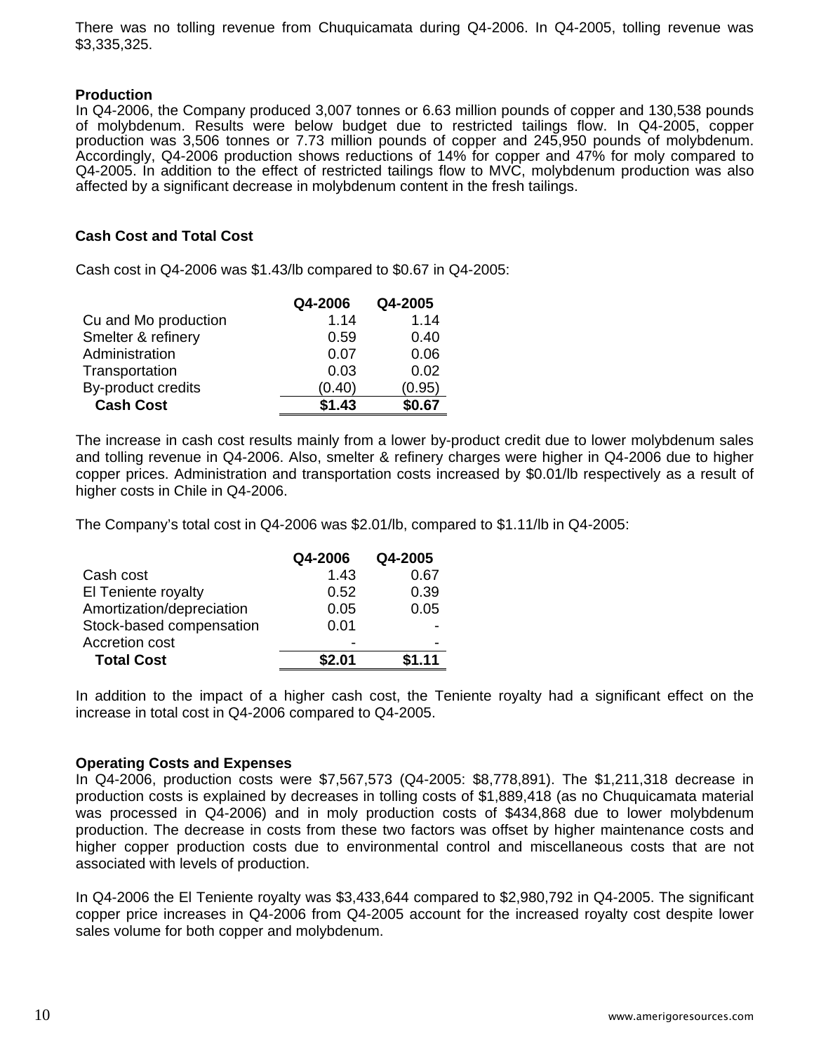There was no tolling revenue from Chuquicamata during Q4-2006. In Q4-2005, tolling revenue was $3,335,325.

### Production

In Q4-2006, the Company produced 3,007 tonnes or 6.63 million pounds of copper and 130,538 pounds of molybdenum. Results were below budget due to restricted tailings flow. In Q4-2005, copper production was 3,506 tonnes or 7.73 million pounds of copper and 245,950 pounds of molybdenum. Accordingly, Q4-2006 production shows reductions of 14% for copper and 47% for moly compared to Q4-2005. In addition to the effect of restricted tailings flow to MVC, molybdenum production was also affected by a significant decrease in molybdenum content in the fresh tailings.

### Cash Cost and Total Cost

Cash cost in Q4-2006 was $1.43/lb compared to $0.67 in Q4-2005:

| | Q4-2006 | Q4-2005 |
|---|---|---|
| Cu and Mo production | 1.14 | 1.14 |
| Smelter & refinery | 0.59 | 0.40 |
| Administration | 0.07 | 0.06 |
| Transportation | 0.03 | 0.02 |
| By-product credits | (0.40) | (0.95) |
| **Cash Cost** | **$1.43** | **$0.67** |

The increase in cash cost results mainly from a lower by-product credit due to lower molybdenum sales and tolling revenue in Q4-2006. Also, smelter & refinery charges were higher in Q4-2006 due to higher copper prices. Administration and transportation costs increased by $0.01/lb respectively as a result of higher costs in Chile in Q4-2006.

The Company's total cost in Q4-2006 was $2.01/lb, compared to $1.11/lb in Q4-2005:

| | Q4-2006 | Q4-2005 |
|---|---|---|
| Cash cost | 1.43 | 0.67 |
| El Teniente royalty | 0.52 | 0.39 |
| Amortization/depreciation | 0.05 | 0.05 |
| Stock-based compensation | 0.01 | - |
| Accretion cost | - | - |
| **Total Cost** | **$2.01** | **$1.11** |

In addition to the impact of a higher cash cost, the Teniente royalty had a significant effect on the increase in total cost in Q4-2006 compared to Q4-2005.

### Operating Costs and Expenses

In Q4-2006, production costs were $7,567,573 (Q4-2005: $8,778,891). The $1,211,318 decrease in production costs is explained by decreases in tolling costs of $1,889,418 (as no Chuquicamata material was processed in Q4-2006) and in moly production costs of $434,868 due to lower molybdenum production. The decrease in costs from these two factors was offset by higher maintenance costs and higher copper production costs due to environmental control and miscellaneous costs that are not associated with levels of production.

In Q4-2006 the El Teniente royalty was $3,433,644 compared to $2,980,792 in Q4-2005. The significant copper price increases in Q4-2006 from Q4-2005 account for the increased royalty cost despite lower sales volume for both copper and molybdenum.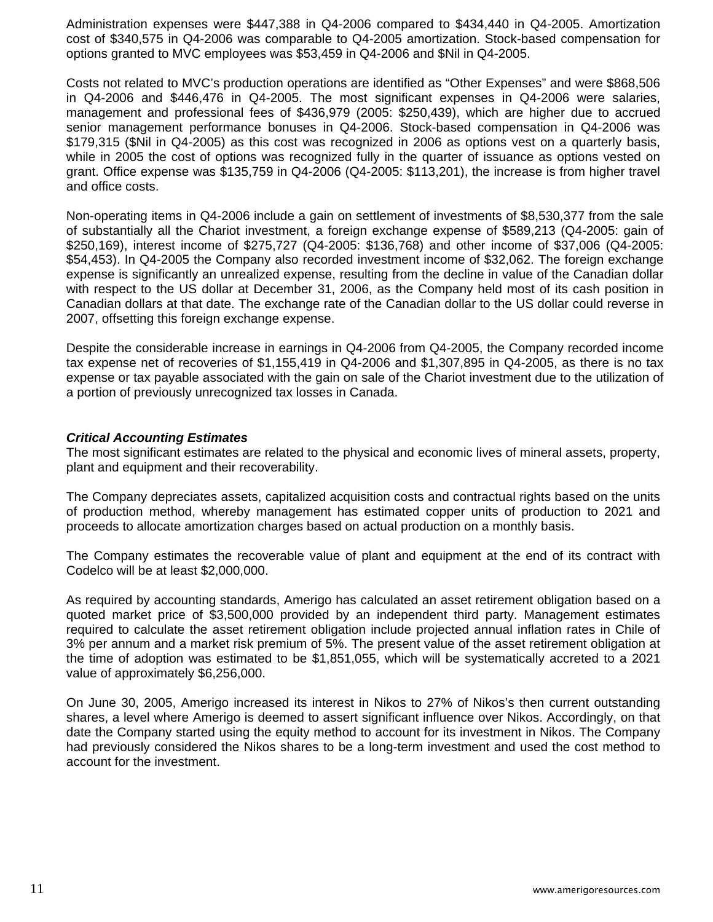Administration expenses were $447,388 in Q4-2006 compared to $434,440 in Q4-2005. Amortization cost of $340,575 in Q4-2006 was comparable to Q4-2005 amortization. Stock-based compensation for options granted to MVC employees was $53,459 in Q4-2006 and $Nil in Q4-2005.

Costs not related to MVC's production operations are identified as "Other Expenses" and were $868,506 in Q4-2006 and $446,476 in Q4-2005. The most significant expenses in Q4-2006 were salaries, management and professional fees of $436,979 (2005: $250,439), which are higher due to accrued senior management performance bonuses in Q4-2006. Stock-based compensation in Q4-2006 was $179,315 ($Nil in Q4-2005) as this cost was recognized in 2006 as options vest on a quarterly basis, while in 2005 the cost of options was recognized fully in the quarter of issuance as options vested on grant. Office expense was $135,759 in Q4-2006 (Q4-2005: $113,201), the increase is from higher travel and office costs.

Non-operating items in Q4-2006 include a gain on settlement of investments of $8,530,377 from the sale of substantially all the Chariot investment, a foreign exchange expense of $589,213 (Q4-2005: gain of $250,169), interest income of $275,727 (Q4-2005: $136,768) and other income of $37,006 (Q4-2005: $54,453). In Q4-2005 the Company also recorded investment income of $32,062. The foreign exchange expense is significantly an unrealized expense, resulting from the decline in value of the Canadian dollar with respect to the US dollar at December 31, 2006, as the Company held most of its cash position in Canadian dollars at that date. The exchange rate of the Canadian dollar to the US dollar could reverse in 2007, offsetting this foreign exchange expense.

Despite the considerable increase in earnings in Q4-2006 from Q4-2005, the Company recorded income tax expense net of recoveries of $1,155,419 in Q4-2006 and $1,307,895 in Q4-2005, as there is no tax expense or tax payable associated with the gain on sale of the Chariot investment due to the utilization of a portion of previously unrecognized tax losses in Canada.

***Critical Accounting Estimates***

The most significant estimates are related to the physical and economic lives of mineral assets, property, plant and equipment and their recoverability.

The Company depreciates assets, capitalized acquisition costs and contractual rights based on the units of production method, whereby management has estimated copper units of production to 2021 and proceeds to allocate amortization charges based on actual production on a monthly basis.

The Company estimates the recoverable value of plant and equipment at the end of its contract with Codelco will be at least $2,000,000.

As required by accounting standards, Amerigo has calculated an asset retirement obligation based on a quoted market price of $3,500,000 provided by an independent third party. Management estimates required to calculate the asset retirement obligation include projected annual inflation rates in Chile of 3% per annum and a market risk premium of 5%. The present value of the asset retirement obligation at the time of adoption was estimated to be $1,851,055, which will be systematically accreted to a 2021 value of approximately $6,256,000.

On June 30, 2005, Amerigo increased its interest in Nikos to 27% of Nikos's then current outstanding shares, a level where Amerigo is deemed to assert significant influence over Nikos. Accordingly, on that date the Company started using the equity method to account for its investment in Nikos. The Company had previously considered the Nikos shares to be a long-term investment and used the cost method to account for the investment.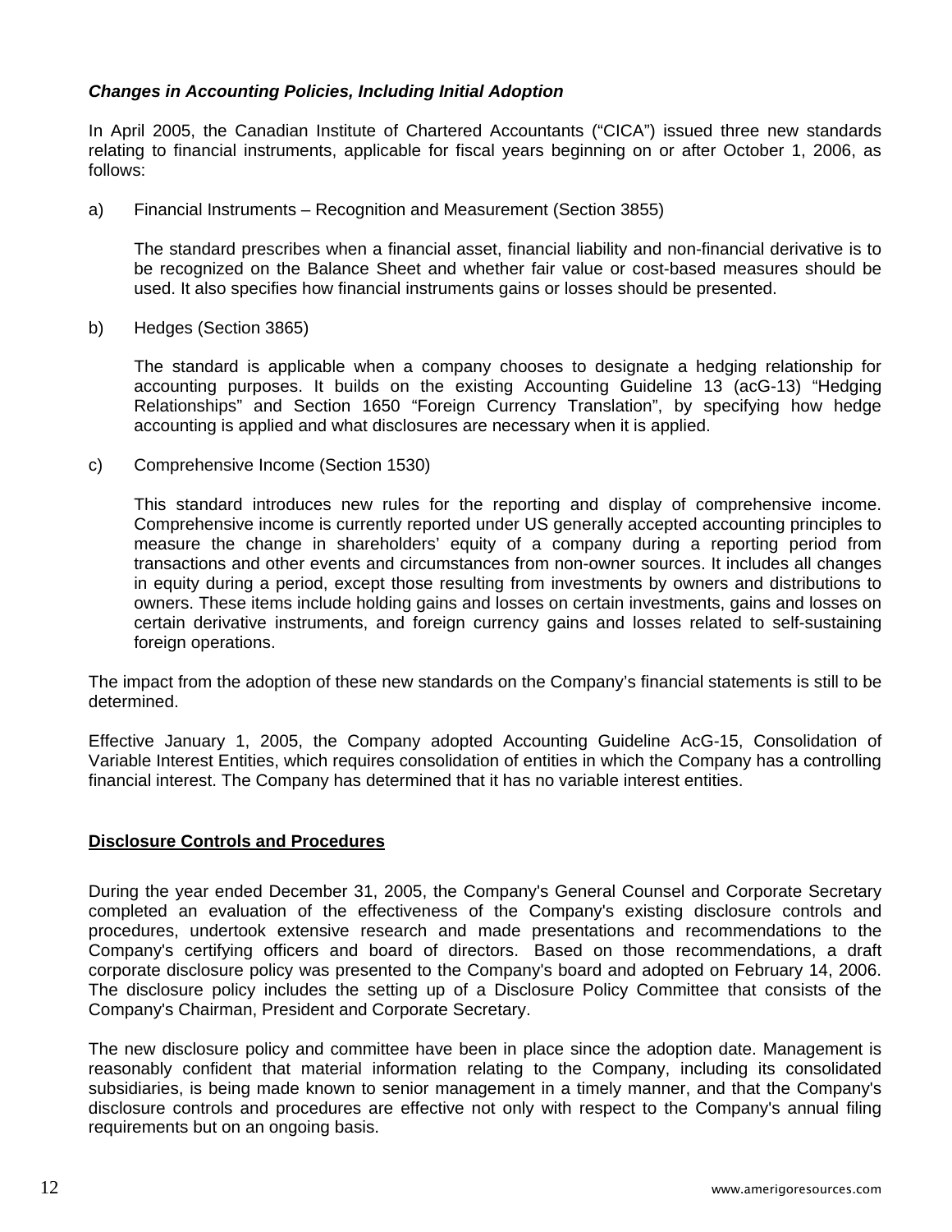### *Changes in Accounting Policies, Including Initial Adoption*

In April 2005, the Canadian Institute of Chartered Accountants ("CICA") issued three new standards relating to financial instruments, applicable for fiscal years beginning on or after October 1, 2006, as follows:

a) Financial Instruments – Recognition and Measurement (Section 3855)

   The standard prescribes when a financial asset, financial liability and non-financial derivative is to be recognized on the Balance Sheet and whether fair value or cost-based measures should be used. It also specifies how financial instruments gains or losses should be presented.

b) Hedges (Section 3865)

   The standard is applicable when a company chooses to designate a hedging relationship for accounting purposes. It builds on the existing Accounting Guideline 13 (acG-13) "Hedging Relationships" and Section 1650 "Foreign Currency Translation", by specifying how hedge accounting is applied and what disclosures are necessary when it is applied.

c) Comprehensive Income (Section 1530)

   This standard introduces new rules for the reporting and display of comprehensive income. Comprehensive income is currently reported under US generally accepted accounting principles to measure the change in shareholders' equity of a company during a reporting period from transactions and other events and circumstances from non-owner sources. It includes all changes in equity during a period, except those resulting from investments by owners and distributions to owners. These items include holding gains and losses on certain investments, gains and losses on certain derivative instruments, and foreign currency gains and losses related to self-sustaining foreign operations.

The impact from the adoption of these new standards on the Company's financial statements is still to be determined.

Effective January 1, 2005, the Company adopted Accounting Guideline AcG-15, Consolidation of Variable Interest Entities, which requires consolidation of entities in which the Company has a controlling financial interest. The Company has determined that it has no variable interest entities.

## **Disclosure Controls and Procedures**

During the year ended December 31, 2005, the Company's General Counsel and Corporate Secretary completed an evaluation of the effectiveness of the Company's existing disclosure controls and procedures, undertook extensive research and made presentations and recommendations to the Company's certifying officers and board of directors. Based on those recommendations, a draft corporate disclosure policy was presented to the Company's board and adopted on February 14, 2006. The disclosure policy includes the setting up of a Disclosure Policy Committee that consists of the Company's Chairman, President and Corporate Secretary.

The new disclosure policy and committee have been in place since the adoption date. Management is reasonably confident that material information relating to the Company, including its consolidated subsidiaries, is being made known to senior management in a timely manner, and that the Company's disclosure controls and procedures are effective not only with respect to the Company's annual filing requirements but on an ongoing basis.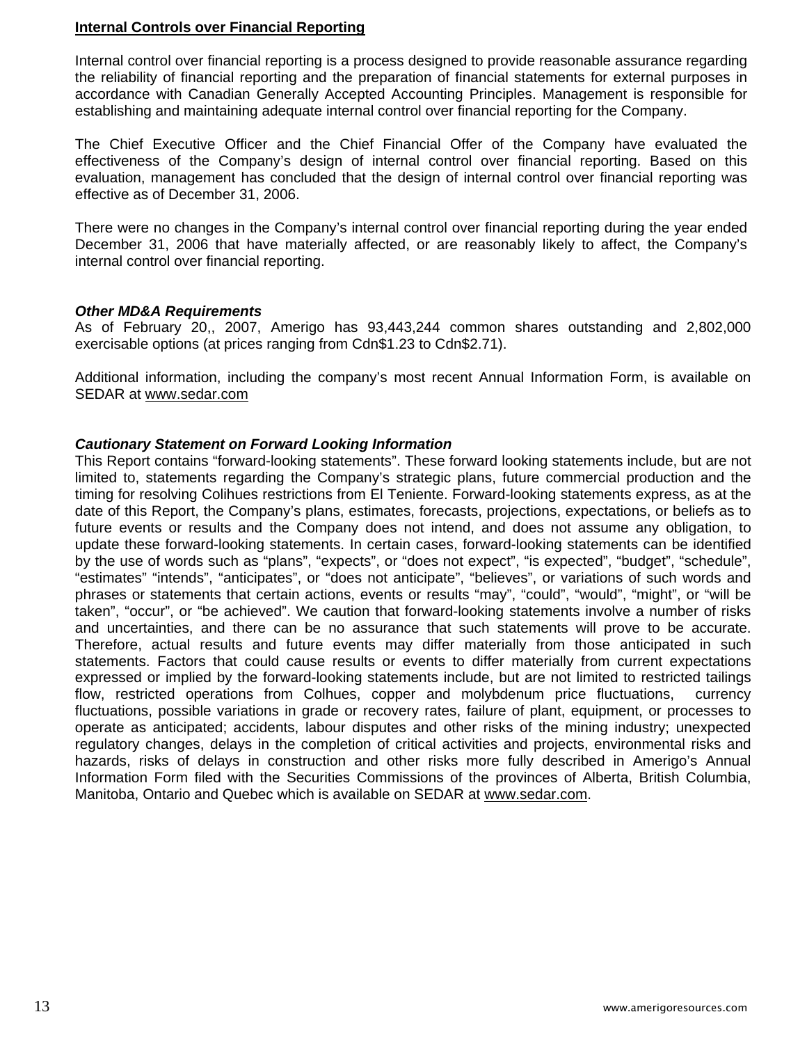**Internal Controls over Financial Reporting**

Internal control over financial reporting is a process designed to provide reasonable assurance regarding the reliability of financial reporting and the preparation of financial statements for external purposes in accordance with Canadian Generally Accepted Accounting Principles. Management is responsible for establishing and maintaining adequate internal control over financial reporting for the Company.

The Chief Executive Officer and the Chief Financial Offer of the Company have evaluated the effectiveness of the Company's design of internal control over financial reporting. Based on this evaluation, management has concluded that the design of internal control over financial reporting was effective as of December 31, 2006.

There were no changes in the Company's internal control over financial reporting during the year ended December 31, 2006 that have materially affected, or are reasonably likely to affect, the Company's internal control over financial reporting.

***Other MD&A Requirements***

As of February 20,, 2007, Amerigo has 93,443,244 common shares outstanding and 2,802,000 exercisable options (at prices ranging from Cdn$1.23 to Cdn$2.71).

Additional information, including the company's most recent Annual Information Form, is available on SEDAR at www.sedar.com

***Cautionary Statement on Forward Looking Information***

This Report contains "forward-looking statements". These forward looking statements include, but are not limited to, statements regarding the Company's strategic plans, future commercial production and the timing for resolving Colihues restrictions from El Teniente. Forward-looking statements express, as at the date of this Report, the Company's plans, estimates, forecasts, projections, expectations, or beliefs as to future events or results and the Company does not intend, and does not assume any obligation, to update these forward-looking statements. In certain cases, forward-looking statements can be identified by the use of words such as "plans", "expects", or "does not expect", "is expected", "budget", "schedule", "estimates" "intends", "anticipates", or "does not anticipate", "believes", or variations of such words and phrases or statements that certain actions, events or results "may", "could", "would", "might", or "will be taken", "occur", or "be achieved". We caution that forward-looking statements involve a number of risks and uncertainties, and there can be no assurance that such statements will prove to be accurate. Therefore, actual results and future events may differ materially from those anticipated in such statements. Factors that could cause results or events to differ materially from current expectations expressed or implied by the forward-looking statements include, but are not limited to restricted tailings flow, restricted operations from Colhues, copper and molybdenum price fluctuations, currency fluctuations, possible variations in grade or recovery rates, failure of plant, equipment, or processes to operate as anticipated; accidents, labour disputes and other risks of the mining industry; unexpected regulatory changes, delays in the completion of critical activities and projects, environmental risks and hazards, risks of delays in construction and other risks more fully described in Amerigo's Annual Information Form filed with the Securities Commissions of the provinces of Alberta, British Columbia, Manitoba, Ontario and Quebec which is available on SEDAR at www.sedar.com.